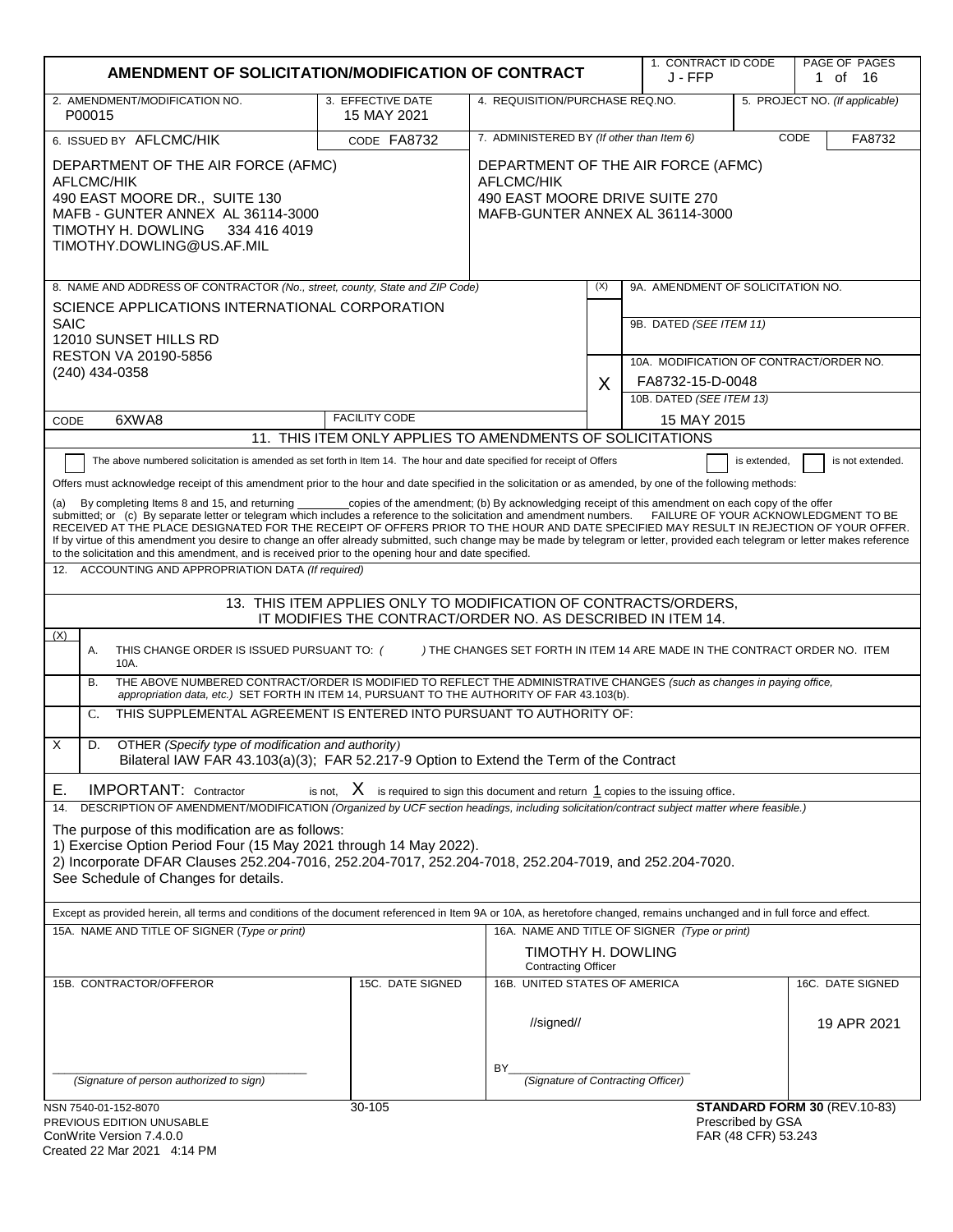# AMENDMENT OF SOLICITATION/MODIFICATION OF CONTRACT

| 1. CONTRACT ID CODE | PAGE OF PAGES |
|---|---|
| J - FFP | 1 of 16 |

| 2. AMENDMENT/MODIFICATION NO. | 3. EFFECTIVE DATE | 4. REQUISITION/PURCHASE REQ.NO. | 5. PROJECT NO. (If applicable) |
|---|---|---|---|
| P00015 | 15 MAY 2021 | | |

**6. ISSUED BY** AFLCMC/HIK  CODE FA8732

DEPARTMENT OF THE AIR FORCE (AFMC)
AFLCMC/HIK
490 EAST MOORE DR., SUITE 130
MAFB - GUNTER ANNEX AL 36114-3000
TIMOTHY H. DOWLING 334 416 4019
TIMOTHY.DOWLING@US.AF.MIL

**7. ADMINISTERED BY** *(If other than Item 6)*  CODE FA8732

DEPARTMENT OF THE AIR FORCE (AFMC)
AFLCMC/HIK
490 EAST MOORE DRIVE SUITE 270
MAFB-GUNTER ANNEX AL 36114-3000

**8. NAME AND ADDRESS OF CONTRACTOR** *(No., street, county, State and ZIP Code)*

SCIENCE APPLICATIONS INTERNATIONAL CORPORATION
SAIC
12010 SUNSET HILLS RD
RESTON VA 20190-5856
(240) 434-0358

CODE 6XWA8  FACILITY CODE

| (X) | |
|---|---|
| | 9A. AMENDMENT OF SOLICITATION NO. |
| | 9B. DATED *(SEE ITEM 11)* |
| X | 10A. MODIFICATION OF CONTRACT/ORDER NO. FA8732-15-D-0048 |
| | 10B. DATED *(SEE ITEM 13)* 15 MAY 2015 |

## 11. THIS ITEM ONLY APPLIES TO AMENDMENTS OF SOLICITATIONS

☐ The above numbered solicitation is amended as set forth in Item 14. The hour and date specified for receipt of Offers ☐ is extended, ☐ is not extended.

Offers must acknowledge receipt of this amendment prior to the hour and date specified in the solicitation or as amended, by one of the following methods:

(a) By completing Items 8 and 15, and returning ________copies of the amendment; (b) By acknowledging receipt of this amendment on each copy of the offer submitted; or (c) By separate letter or telegram which includes a reference to the solicitation and amendment numbers. FAILURE OF YOUR ACKNOWLEDGMENT TO BE RECEIVED AT THE PLACE DESIGNATED FOR THE RECEIPT OF OFFERS PRIOR TO THE HOUR AND DATE SPECIFIED MAY RESULT IN REJECTION OF YOUR OFFER. If by virtue of this amendment you desire to change an offer already submitted, such change may be made by telegram or letter, provided each telegram or letter makes reference to the solicitation and this amendment, and is received prior to the opening hour and date specified.

12. ACCOUNTING AND APPROPRIATION DATA *(If required)*

## 13. THIS ITEM APPLIES ONLY TO MODIFICATION OF CONTRACTS/ORDERS, IT MODIFIES THE CONTRACT/ORDER NO. AS DESCRIBED IN ITEM 14.

| (X) | |
|---|---|
| | A. THIS CHANGE ORDER IS ISSUED PURSUANT TO: ( ) THE CHANGES SET FORTH IN ITEM 14 ARE MADE IN THE CONTRACT ORDER NO. ITEM 10A. |
| | B. THE ABOVE NUMBERED CONTRACT/ORDER IS MODIFIED TO REFLECT THE ADMINISTRATIVE CHANGES *(such as changes in paying office, appropriation data, etc.)* SET FORTH IN ITEM 14, PURSUANT TO THE AUTHORITY OF FAR 43.103(b). |
| | C. THIS SUPPLEMENTAL AGREEMENT IS ENTERED INTO PURSUANT TO AUTHORITY OF: |
| X | D. OTHER *(Specify type of modification and authority)* Bilateral IAW FAR 43.103(a)(3); FAR 52.217-9 Option to Extend the Term of the Contract |

E. IMPORTANT: Contractor is not, X is required to sign this document and return 1 copies to the issuing office.

14. DESCRIPTION OF AMENDMENT/MODIFICATION *(Organized by UCF section headings, including solicitation/contract subject matter where feasible.)*

The purpose of this modification are as follows:
1) Exercise Option Period Four (15 May 2021 through 14 May 2022).
2) Incorporate DFAR Clauses 252.204-7016, 252.204-7017, 252.204-7018, 252.204-7019, and 252.204-7020.
See Schedule of Changes for details.

Except as provided herein, all terms and conditions of the document referenced in Item 9A or 10A, as heretofore changed, remains unchanged and in full force and effect.

| 15A. NAME AND TITLE OF SIGNER (Type or print) | | 16A. NAME AND TITLE OF SIGNER (Type or print) | |
|---|---|---|---|
| | | TIMOTHY H. DOWLING<br>Contracting Officer | |
| **15B. CONTRACTOR/OFFEROR** | **15C. DATE SIGNED** | **16B. UNITED STATES OF AMERICA** | **16C. DATE SIGNED** |
| ______________________<br>*(Signature of person authorized to sign)* | | //signed//<br>BY______________________<br>*(Signature of Contracting Officer)* | 19 APR 2021 |

NSN 7540-01-152-8070
PREVIOUS EDITION UNUSABLE
ConWrite Version 7.4.0.0
Created 22 Mar 2021 4:14 PM

30-105

**STANDARD FORM 30** (REV.10-83)
Prescribed by GSA
FAR (48 CFR) 53.243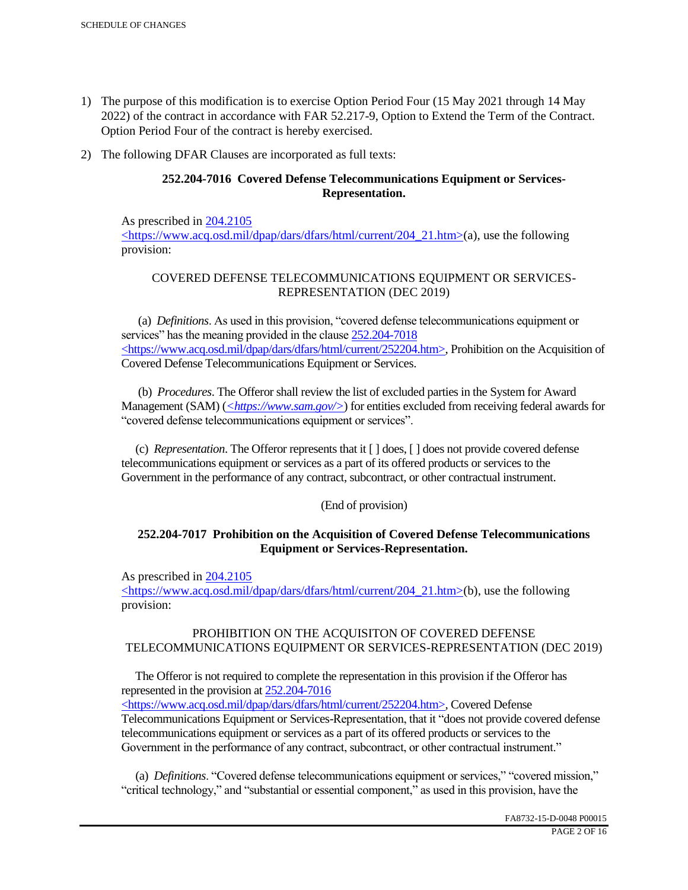1) The purpose of this modification is to exercise Option Period Four (15 May 2021 through 14 May 2022) of the contract in accordance with FAR 52.217-9, Option to Extend the Term of the Contract. Option Period Four of the contract is hereby exercised.

2) The following DFAR Clauses are incorporated as full texts:

**252.204-7016 Covered Defense Telecommunications Equipment or Services-Representation.**

As prescribed in 204.2105 <https://www.acq.osd.mil/dpap/dars/dfars/html/current/204_21.htm>(a), use the following provision:

COVERED DEFENSE TELECOMMUNICATIONS EQUIPMENT OR SERVICES-REPRESENTATION (DEC 2019)

(a) *Definitions*. As used in this provision, "covered defense telecommunications equipment or services" has the meaning provided in the clause 252.204-7018 <https://www.acq.osd.mil/dpap/dars/dfars/html/current/252204.htm>, Prohibition on the Acquisition of Covered Defense Telecommunications Equipment or Services.

(b) *Procedures*. The Offeror shall review the list of excluded parties in the System for Award Management (SAM) (*<https://www.sam.gov/>*) for entities excluded from receiving federal awards for "covered defense telecommunications equipment or services".

(c) *Representation*. The Offeror represents that it [ ] does, [ ] does not provide covered defense telecommunications equipment or services as a part of its offered products or services to the Government in the performance of any contract, subcontract, or other contractual instrument.

(End of provision)

**252.204-7017 Prohibition on the Acquisition of Covered Defense Telecommunications Equipment or Services-Representation.**

As prescribed in 204.2105 <https://www.acq.osd.mil/dpap/dars/dfars/html/current/204_21.htm>(b), use the following provision:

PROHIBITION ON THE ACQUISITON OF COVERED DEFENSE TELECOMMUNICATIONS EQUIPMENT OR SERVICES-REPRESENTATION (DEC 2019)

The Offeror is not required to complete the representation in this provision if the Offeror has represented in the provision at 252.204-7016 <https://www.acq.osd.mil/dpap/dars/dfars/html/current/252204.htm>, Covered Defense Telecommunications Equipment or Services-Representation, that it "does not provide covered defense telecommunications equipment or services as a part of its offered products or services to the Government in the performance of any contract, subcontract, or other contractual instrument."

(a) *Definitions*. "Covered defense telecommunications equipment or services," "covered mission," "critical technology," and "substantial or essential component," as used in this provision, have the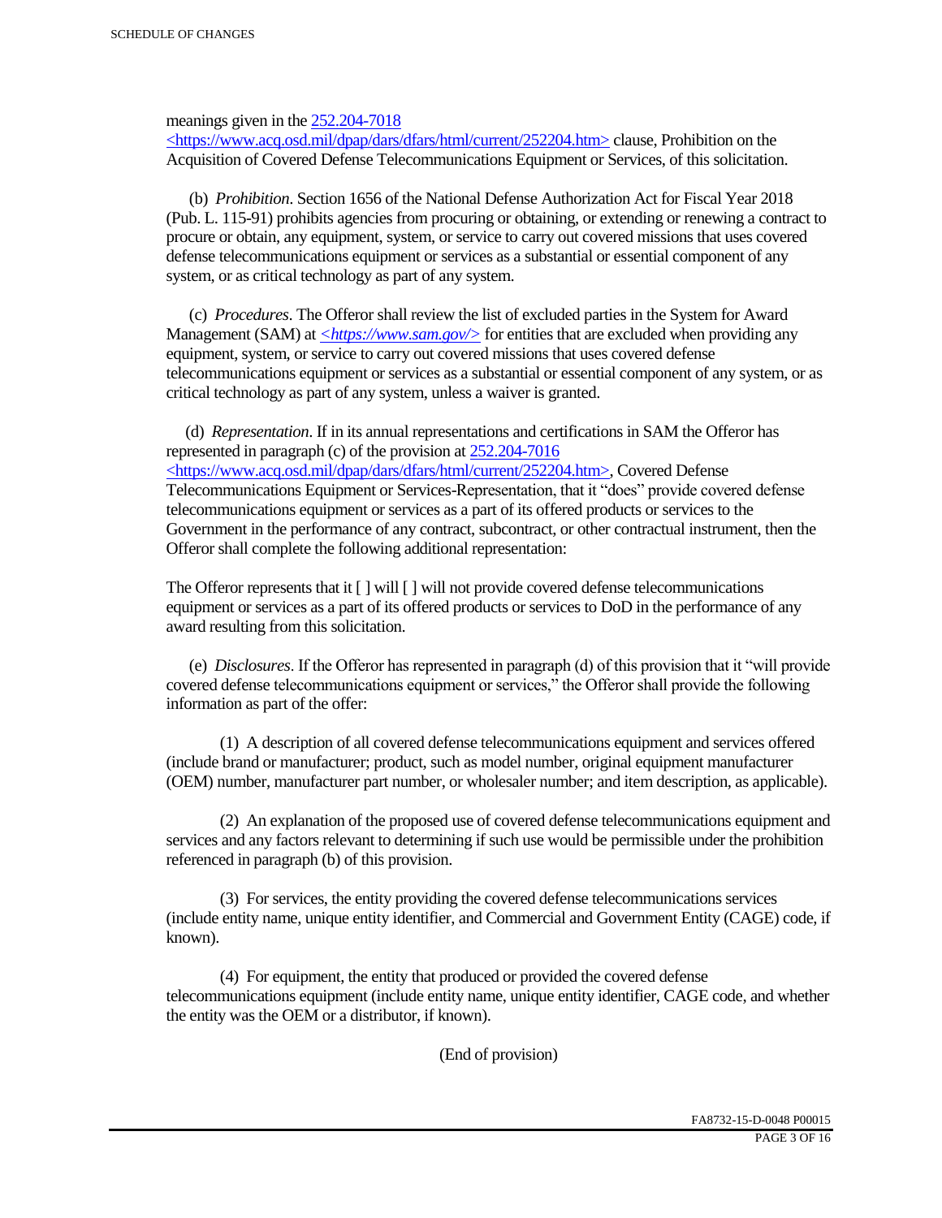meanings given in the 252.204-7018 <https://www.acq.osd.mil/dpap/dars/dfars/html/current/252204.htm> clause, Prohibition on the Acquisition of Covered Defense Telecommunications Equipment or Services, of this solicitation.

(b) *Prohibition*. Section 1656 of the National Defense Authorization Act for Fiscal Year 2018 (Pub. L. 115-91) prohibits agencies from procuring or obtaining, or extending or renewing a contract to procure or obtain, any equipment, system, or service to carry out covered missions that uses covered defense telecommunications equipment or services as a substantial or essential component of any system, or as critical technology as part of any system.

(c) *Procedures*. The Offeror shall review the list of excluded parties in the System for Award Management (SAM) at *<https://www.sam.gov/>* for entities that are excluded when providing any equipment, system, or service to carry out covered missions that uses covered defense telecommunications equipment or services as a substantial or essential component of any system, or as critical technology as part of any system, unless a waiver is granted.

(d) *Representation*. If in its annual representations and certifications in SAM the Offeror has represented in paragraph (c) of the provision at 252.204-7016 <https://www.acq.osd.mil/dpap/dars/dfars/html/current/252204.htm>, Covered Defense Telecommunications Equipment or Services-Representation, that it "does" provide covered defense telecommunications equipment or services as a part of its offered products or services to the Government in the performance of any contract, subcontract, or other contractual instrument, then the Offeror shall complete the following additional representation:

The Offeror represents that it [ ] will [ ] will not provide covered defense telecommunications equipment or services as a part of its offered products or services to DoD in the performance of any award resulting from this solicitation.

(e) *Disclosures*. If the Offeror has represented in paragraph (d) of this provision that it "will provide covered defense telecommunications equipment or services," the Offeror shall provide the following information as part of the offer:

(1) A description of all covered defense telecommunications equipment and services offered (include brand or manufacturer; product, such as model number, original equipment manufacturer (OEM) number, manufacturer part number, or wholesaler number; and item description, as applicable).

(2) An explanation of the proposed use of covered defense telecommunications equipment and services and any factors relevant to determining if such use would be permissible under the prohibition referenced in paragraph (b) of this provision.

(3) For services, the entity providing the covered defense telecommunications services (include entity name, unique entity identifier, and Commercial and Government Entity (CAGE) code, if known).

(4) For equipment, the entity that produced or provided the covered defense telecommunications equipment (include entity name, unique entity identifier, CAGE code, and whether the entity was the OEM or a distributor, if known).

(End of provision)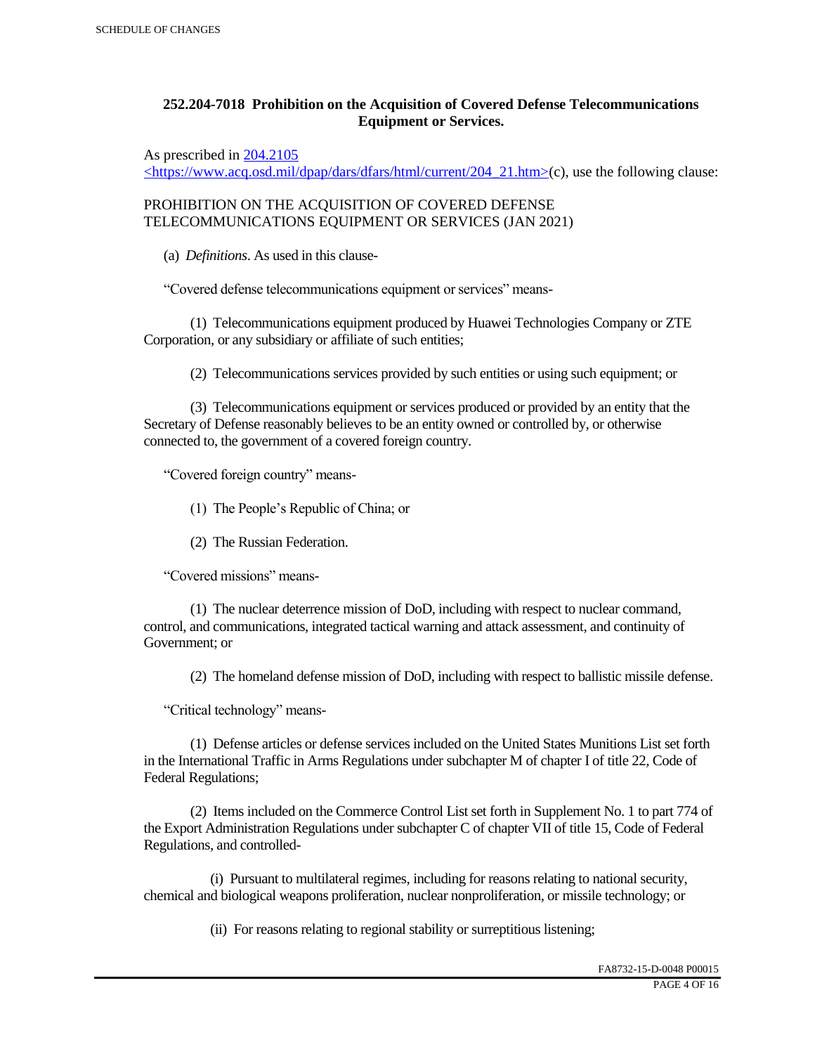## 252.204-7018 Prohibition on the Acquisition of Covered Defense Telecommunications Equipment or Services.

As prescribed in [204.2105 <https://www.acq.osd.mil/dpap/dars/dfars/html/current/204_21.htm>](https://www.acq.osd.mil/dpap/dars/dfars/html/current/204_21.htm)(c), use the following clause:

PROHIBITION ON THE ACQUISITION OF COVERED DEFENSE TELECOMMUNICATIONS EQUIPMENT OR SERVICES (JAN 2021)

(a) *Definitions*. As used in this clause-

"Covered defense telecommunications equipment or services" means-

(1) Telecommunications equipment produced by Huawei Technologies Company or ZTE Corporation, or any subsidiary or affiliate of such entities;

(2) Telecommunications services provided by such entities or using such equipment; or

(3) Telecommunications equipment or services produced or provided by an entity that the Secretary of Defense reasonably believes to be an entity owned or controlled by, or otherwise connected to, the government of a covered foreign country.

"Covered foreign country" means-

(1) The People's Republic of China; or

(2) The Russian Federation.

"Covered missions" means-

(1) The nuclear deterrence mission of DoD, including with respect to nuclear command, control, and communications, integrated tactical warning and attack assessment, and continuity of Government; or

(2) The homeland defense mission of DoD, including with respect to ballistic missile defense.

"Critical technology" means-

(1) Defense articles or defense services included on the United States Munitions List set forth in the International Traffic in Arms Regulations under subchapter M of chapter I of title 22, Code of Federal Regulations;

(2) Items included on the Commerce Control List set forth in Supplement No. 1 to part 774 of the Export Administration Regulations under subchapter C of chapter VII of title 15, Code of Federal Regulations, and controlled-

(i) Pursuant to multilateral regimes, including for reasons relating to national security, chemical and biological weapons proliferation, nuclear nonproliferation, or missile technology; or

(ii) For reasons relating to regional stability or surreptitious listening;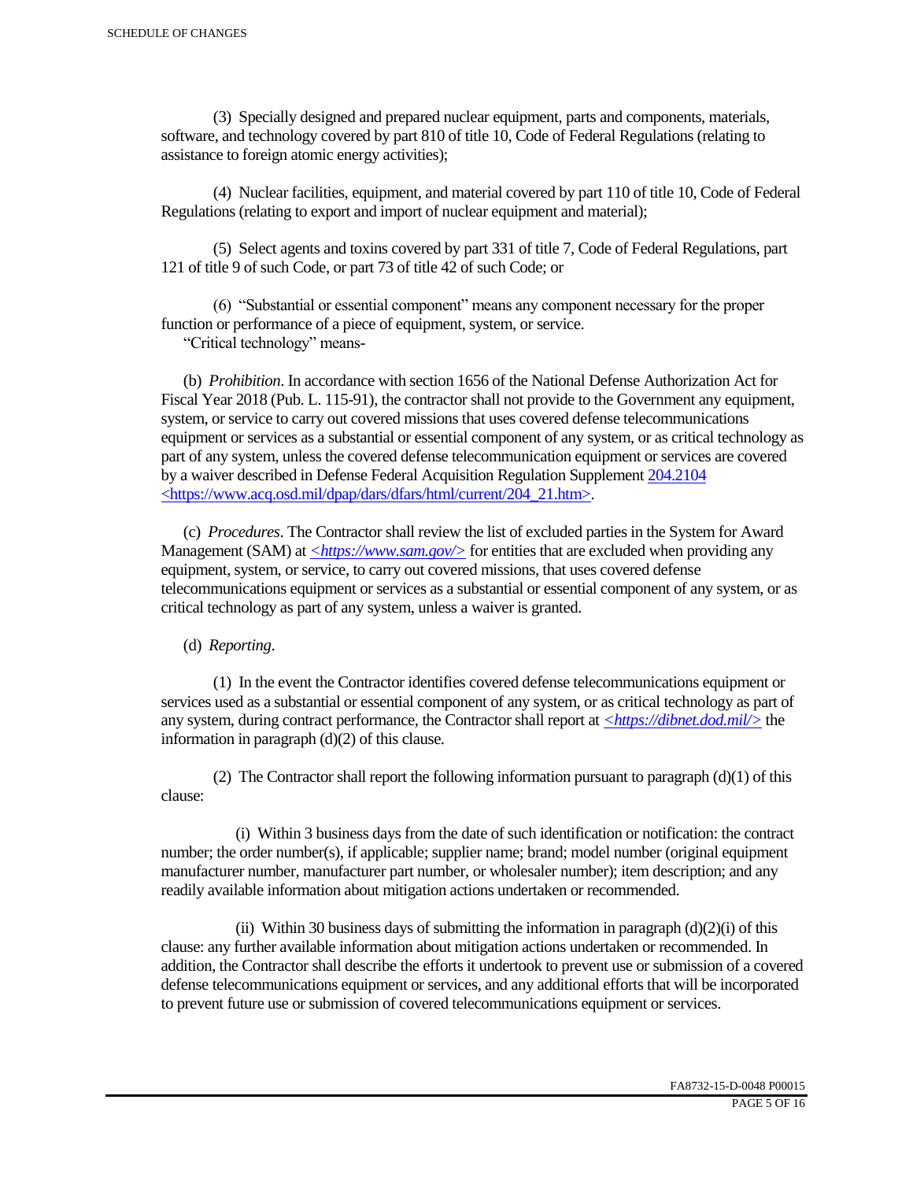(3) Specially designed and prepared nuclear equipment, parts and components, materials, software, and technology covered by part 810 of title 10, Code of Federal Regulations (relating to assistance to foreign atomic energy activities);

(4) Nuclear facilities, equipment, and material covered by part 110 of title 10, Code of Federal Regulations (relating to export and import of nuclear equipment and material);

(5) Select agents and toxins covered by part 331 of title 7, Code of Federal Regulations, part 121 of title 9 of such Code, or part 73 of title 42 of such Code; or

(6) "Substantial or essential component" means any component necessary for the proper function or performance of a piece of equipment, system, or service.

"Critical technology" means-

(b) *Prohibition*. In accordance with section 1656 of the National Defense Authorization Act for Fiscal Year 2018 (Pub. L. 115-91), the contractor shall not provide to the Government any equipment, system, or service to carry out covered missions that uses covered defense telecommunications equipment or services as a substantial or essential component of any system, or as critical technology as part of any system, unless the covered defense telecommunication equipment or services are covered by a waiver described in Defense Federal Acquisition Regulation Supplement [204.2104](https://www.acq.osd.mil/dpap/dars/dfars/html/current/204_21.htm) <https://www.acq.osd.mil/dpap/dars/dfars/html/current/204_21.htm>.

(c) *Procedures*. The Contractor shall review the list of excluded parties in the System for Award Management (SAM) at *<https://www.sam.gov/>* for entities that are excluded when providing any equipment, system, or service, to carry out covered missions, that uses covered defense telecommunications equipment or services as a substantial or essential component of any system, or as critical technology as part of any system, unless a waiver is granted.

(d) *Reporting*.

(1) In the event the Contractor identifies covered defense telecommunications equipment or services used as a substantial or essential component of any system, or as critical technology as part of any system, during contract performance, the Contractor shall report at *<https://dibnet.dod.mil/>* the information in paragraph (d)(2) of this clause.

(2) The Contractor shall report the following information pursuant to paragraph (d)(1) of this clause:

(i) Within 3 business days from the date of such identification or notification: the contract number; the order number(s), if applicable; supplier name; brand; model number (original equipment manufacturer number, manufacturer part number, or wholesaler number); item description; and any readily available information about mitigation actions undertaken or recommended.

(ii) Within 30 business days of submitting the information in paragraph (d)(2)(i) of this clause: any further available information about mitigation actions undertaken or recommended. In addition, the Contractor shall describe the efforts it undertook to prevent use or submission of a covered defense telecommunications equipment or services, and any additional efforts that will be incorporated to prevent future use or submission of covered telecommunications equipment or services.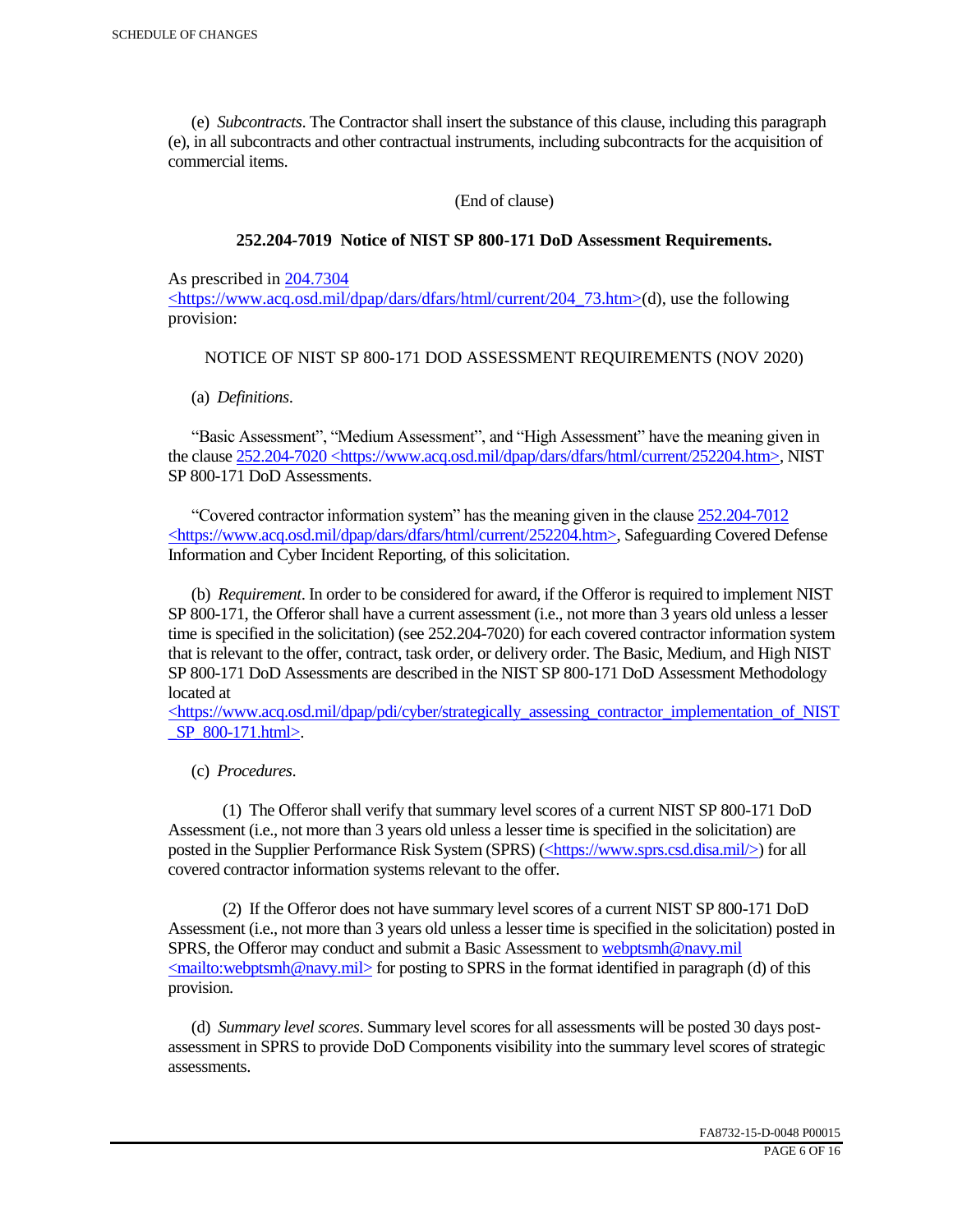(e) *Subcontracts*. The Contractor shall insert the substance of this clause, including this paragraph (e), in all subcontracts and other contractual instruments, including subcontracts for the acquisition of commercial items.

(End of clause)

**252.204-7019 Notice of NIST SP 800-171 DoD Assessment Requirements.**

As prescribed in [204.7304 <https://www.acq.osd.mil/dpap/dars/dfars/html/current/204_73.htm>](https://www.acq.osd.mil/dpap/dars/dfars/html/current/204_73.htm)(d), use the following provision:

NOTICE OF NIST SP 800-171 DOD ASSESSMENT REQUIREMENTS (NOV 2020)

(a) *Definitions*.

"Basic Assessment", "Medium Assessment", and "High Assessment" have the meaning given in the clause [252.204-7020 <https://www.acq.osd.mil/dpap/dars/dfars/html/current/252204.htm>](https://www.acq.osd.mil/dpap/dars/dfars/html/current/252204.htm), NIST SP 800-171 DoD Assessments.

"Covered contractor information system" has the meaning given in the clause [252.204-7012 <https://www.acq.osd.mil/dpap/dars/dfars/html/current/252204.htm>](https://www.acq.osd.mil/dpap/dars/dfars/html/current/252204.htm), Safeguarding Covered Defense Information and Cyber Incident Reporting, of this solicitation.

(b) *Requirement*. In order to be considered for award, if the Offeror is required to implement NIST SP 800-171, the Offeror shall have a current assessment (i.e., not more than 3 years old unless a lesser time is specified in the solicitation) (see 252.204-7020) for each covered contractor information system that is relevant to the offer, contract, task order, or delivery order. The Basic, Medium, and High NIST SP 800-171 DoD Assessments are described in the NIST SP 800-171 DoD Assessment Methodology located at [<https://www.acq.osd.mil/dpap/pdi/cyber/strategically_assessing_contractor_implementation_of_NIST_SP_800-171.html>](https://www.acq.osd.mil/dpap/pdi/cyber/strategically_assessing_contractor_implementation_of_NIST_SP_800-171.html).

(c) *Procedures*.

(1) The Offeror shall verify that summary level scores of a current NIST SP 800-171 DoD Assessment (i.e., not more than 3 years old unless a lesser time is specified in the solicitation) are posted in the Supplier Performance Risk System (SPRS) ([<https://www.sprs.csd.disa.mil/>](https://www.sprs.csd.disa.mil/)) for all covered contractor information systems relevant to the offer.

(2) If the Offeror does not have summary level scores of a current NIST SP 800-171 DoD Assessment (i.e., not more than 3 years old unless a lesser time is specified in the solicitation) posted in SPRS, the Offeror may conduct and submit a Basic Assessment to [webptsmh@navy.mil <mailto:webptsmh@navy.mil>](mailto:webptsmh@navy.mil) for posting to SPRS in the format identified in paragraph (d) of this provision.

(d) *Summary level scores*. Summary level scores for all assessments will be posted 30 days post-assessment in SPRS to provide DoD Components visibility into the summary level scores of strategic assessments.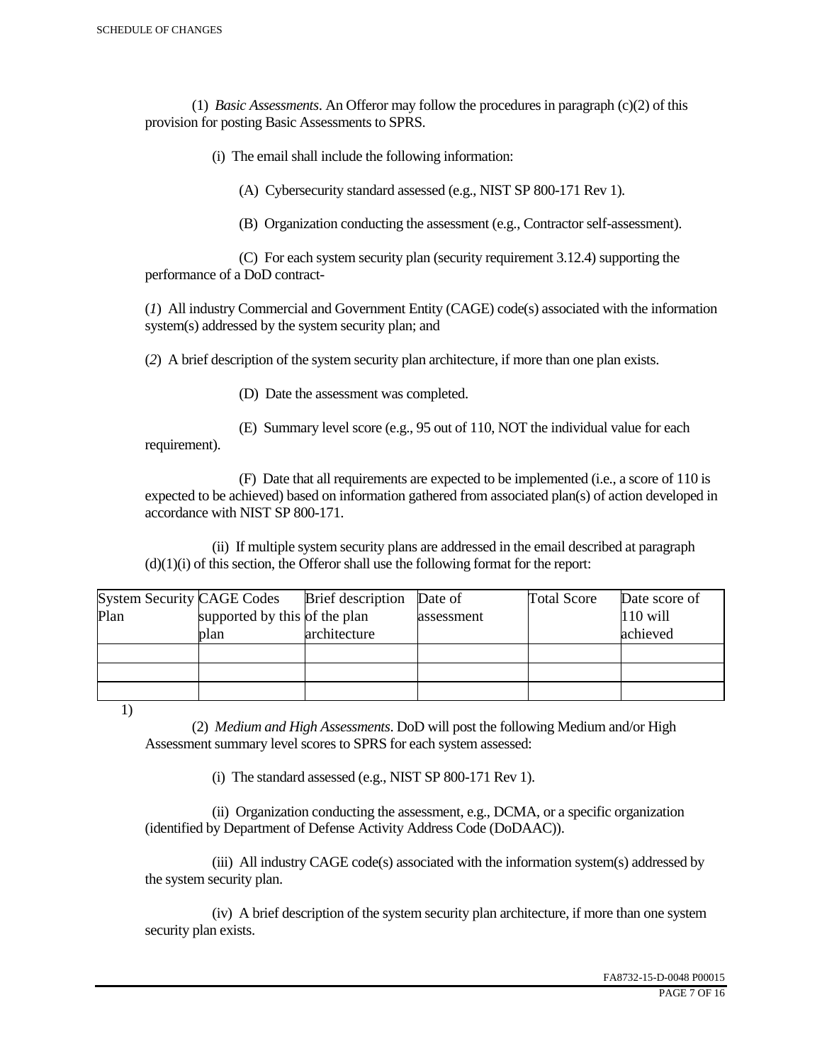(1) *Basic Assessments*. An Offeror may follow the procedures in paragraph (c)(2) of this provision for posting Basic Assessments to SPRS.

(i) The email shall include the following information:

(A) Cybersecurity standard assessed (e.g., NIST SP 800-171 Rev 1).

(B) Organization conducting the assessment (e.g., Contractor self-assessment).

(C) For each system security plan (security requirement 3.12.4) supporting the performance of a DoD contract-

(*1*) All industry Commercial and Government Entity (CAGE) code(s) associated with the information system(s) addressed by the system security plan; and

(*2*) A brief description of the system security plan architecture, if more than one plan exists.

(D) Date the assessment was completed.

(E) Summary level score (e.g., 95 out of 110, NOT the individual value for each requirement).

(F) Date that all requirements are expected to be implemented (i.e., a score of 110 is expected to be achieved) based on information gathered from associated plan(s) of action developed in accordance with NIST SP 800-171.

(ii) If multiple system security plans are addressed in the email described at paragraph (d)(1)(i) of this section, the Offeror shall use the following format for the report:

| System Security Plan | CAGE Codes supported by this plan | Brief description of the plan architecture | Date of assessment | Total Score | Date score of 110 will achieved |
| --- | --- | --- | --- | --- | --- |
| | | | | | |
| | | | | | |
| | | | | | |

1)

(2) *Medium and High Assessments*. DoD will post the following Medium and/or High Assessment summary level scores to SPRS for each system assessed:

(i) The standard assessed (e.g., NIST SP 800-171 Rev 1).

(ii) Organization conducting the assessment, e.g., DCMA, or a specific organization (identified by Department of Defense Activity Address Code (DoDAAC)).

(iii) All industry CAGE code(s) associated with the information system(s) addressed by the system security plan.

(iv) A brief description of the system security plan architecture, if more than one system security plan exists.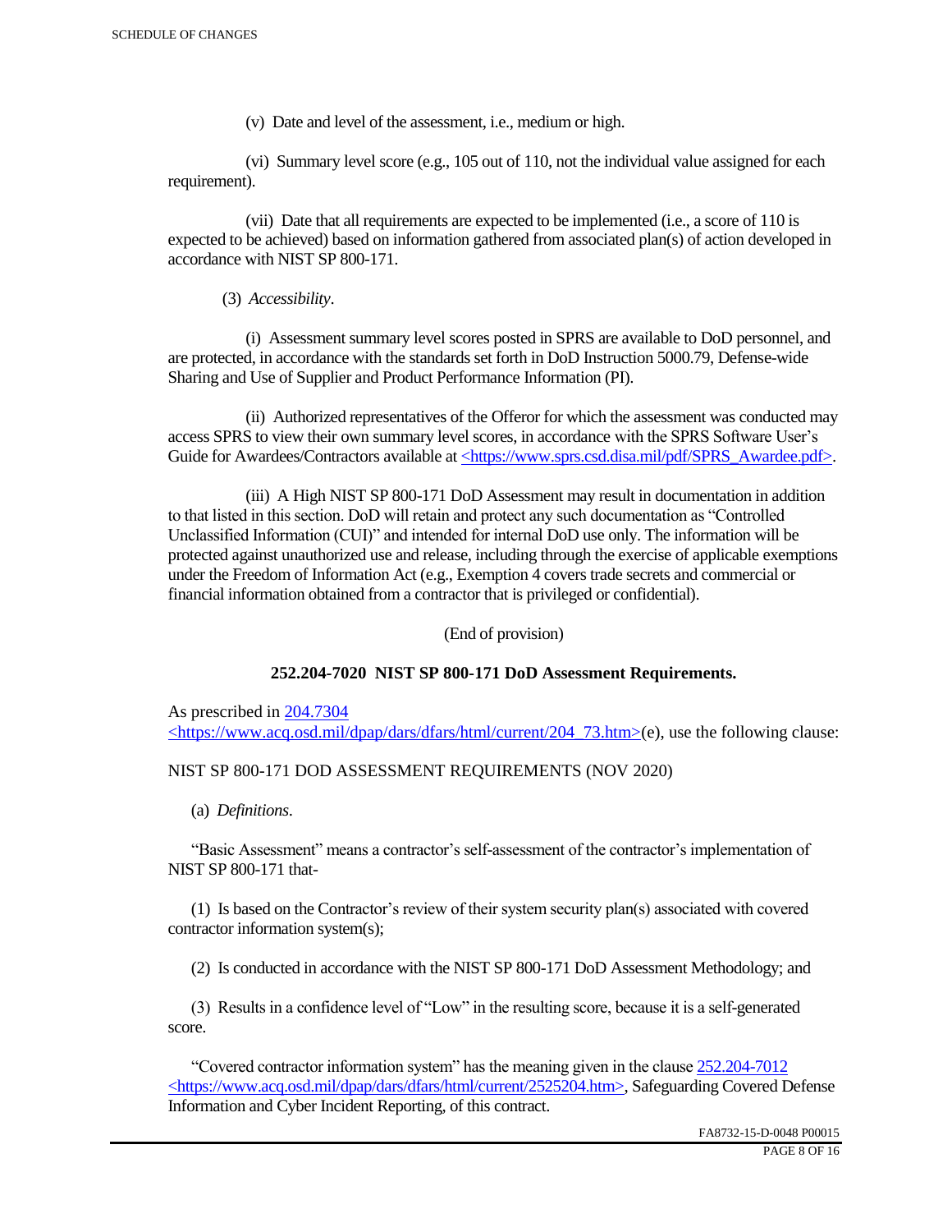(v) Date and level of the assessment, i.e., medium or high.

(vi) Summary level score (e.g., 105 out of 110, not the individual value assigned for each requirement).

(vii) Date that all requirements are expected to be implemented (i.e., a score of 110 is expected to be achieved) based on information gathered from associated plan(s) of action developed in accordance with NIST SP 800-171.

(3) *Accessibility*.

(i) Assessment summary level scores posted in SPRS are available to DoD personnel, and are protected, in accordance with the standards set forth in DoD Instruction 5000.79, Defense-wide Sharing and Use of Supplier and Product Performance Information (PI).

(ii) Authorized representatives of the Offeror for which the assessment was conducted may access SPRS to view their own summary level scores, in accordance with the SPRS Software User's Guide for Awardees/Contractors available at <https://www.sprs.csd.disa.mil/pdf/SPRS_Awardee.pdf>.

(iii) A High NIST SP 800-171 DoD Assessment may result in documentation in addition to that listed in this section. DoD will retain and protect any such documentation as "Controlled Unclassified Information (CUI)" and intended for internal DoD use only. The information will be protected against unauthorized use and release, including through the exercise of applicable exemptions under the Freedom of Information Act (e.g., Exemption 4 covers trade secrets and commercial or financial information obtained from a contractor that is privileged or confidential).

(End of provision)

**252.204-7020 NIST SP 800-171 DoD Assessment Requirements.**

As prescribed in 204.7304 <https://www.acq.osd.mil/dpap/dars/dfars/html/current/204_73.htm>(e), use the following clause:

NIST SP 800-171 DOD ASSESSMENT REQUIREMENTS (NOV 2020)

(a) *Definitions*.

"Basic Assessment" means a contractor's self-assessment of the contractor's implementation of NIST SP 800-171 that-

(1) Is based on the Contractor's review of their system security plan(s) associated with covered contractor information system(s);

(2) Is conducted in accordance with the NIST SP 800-171 DoD Assessment Methodology; and

(3) Results in a confidence level of "Low" in the resulting score, because it is a self-generated score.

"Covered contractor information system" has the meaning given in the clause 252.204-7012 <https://www.acq.osd.mil/dpap/dars/dfars/html/current/2525204.htm>, Safeguarding Covered Defense Information and Cyber Incident Reporting, of this contract.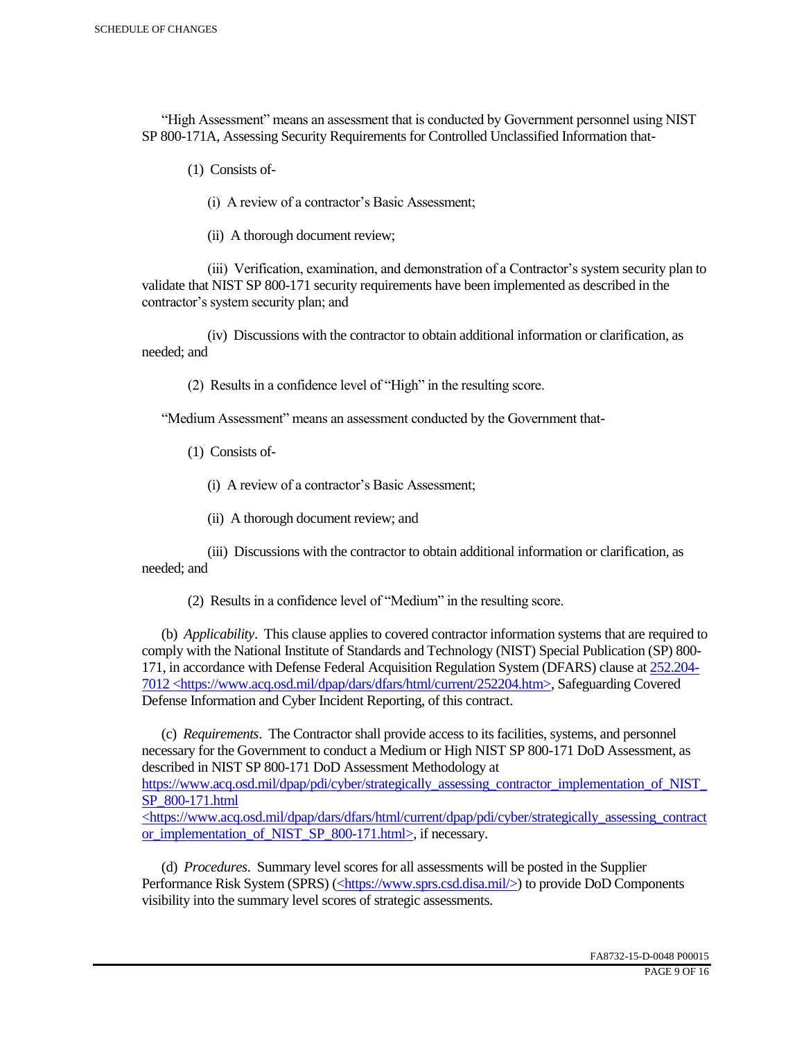"High Assessment" means an assessment that is conducted by Government personnel using NIST SP 800-171A, Assessing Security Requirements for Controlled Unclassified Information that-

(1) Consists of-

(i) A review of a contractor's Basic Assessment;

(ii) A thorough document review;

(iii) Verification, examination, and demonstration of a Contractor's system security plan to validate that NIST SP 800-171 security requirements have been implemented as described in the contractor's system security plan; and

(iv) Discussions with the contractor to obtain additional information or clarification, as needed; and

(2) Results in a confidence level of "High" in the resulting score.

"Medium Assessment" means an assessment conducted by the Government that-

(1) Consists of-

(i) A review of a contractor's Basic Assessment;

(ii) A thorough document review; and

(iii) Discussions with the contractor to obtain additional information or clarification, as needed; and

(2) Results in a confidence level of "Medium" in the resulting score.

(b) *Applicability*. This clause applies to covered contractor information systems that are required to comply with the National Institute of Standards and Technology (NIST) Special Publication (SP) 800-171, in accordance with Defense Federal Acquisition Regulation System (DFARS) clause at 252.204-7012 <https://www.acq.osd.mil/dpap/dars/dfars/html/current/252204.htm>, Safeguarding Covered Defense Information and Cyber Incident Reporting, of this contract.

(c) *Requirements*. The Contractor shall provide access to its facilities, systems, and personnel necessary for the Government to conduct a Medium or High NIST SP 800-171 DoD Assessment, as described in NIST SP 800-171 DoD Assessment Methodology at https://www.acq.osd.mil/dpap/pdi/cyber/strategically_assessing_contractor_implementation_of_NIST_SP_800-171.html <https://www.acq.osd.mil/dpap/dars/dfars/html/current/dpap/pdi/cyber/strategically_assessing_contractor_implementation_of_NIST_SP_800-171.html>, if necessary.

(d) *Procedures*. Summary level scores for all assessments will be posted in the Supplier Performance Risk System (SPRS) (<https://www.sprs.csd.disa.mil/>) to provide DoD Components visibility into the summary level scores of strategic assessments.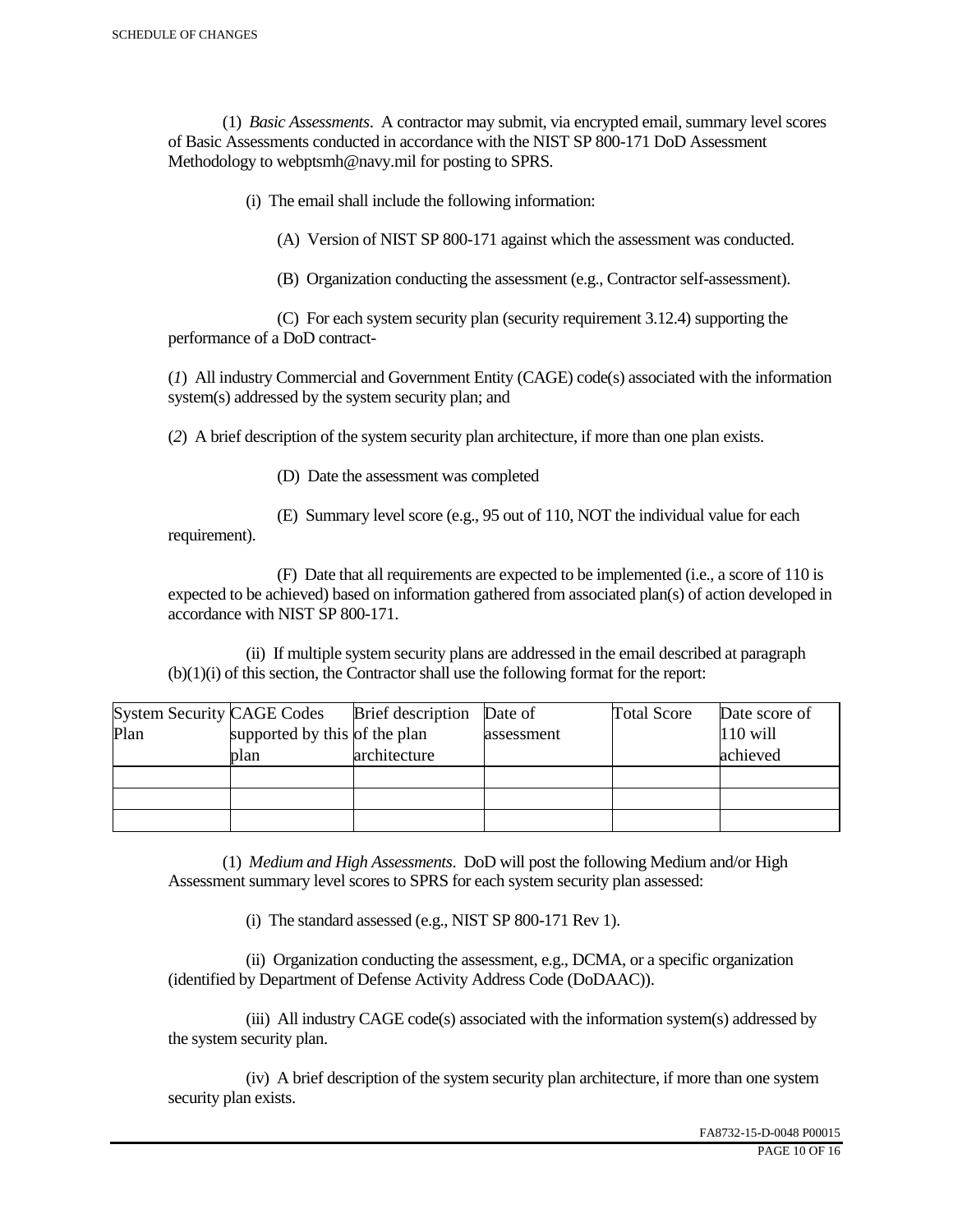(1) *Basic Assessments*. A contractor may submit, via encrypted email, summary level scores of Basic Assessments conducted in accordance with the NIST SP 800-171 DoD Assessment Methodology to webptsmh@navy.mil for posting to SPRS.

(i) The email shall include the following information:

(A) Version of NIST SP 800-171 against which the assessment was conducted.

(B) Organization conducting the assessment (e.g., Contractor self-assessment).

(C) For each system security plan (security requirement 3.12.4) supporting the performance of a DoD contract-

(*1*) All industry Commercial and Government Entity (CAGE) code(s) associated with the information system(s) addressed by the system security plan; and

(*2*) A brief description of the system security plan architecture, if more than one plan exists.

(D) Date the assessment was completed

(E) Summary level score (e.g., 95 out of 110, NOT the individual value for each requirement).

(F) Date that all requirements are expected to be implemented (i.e., a score of 110 is expected to be achieved) based on information gathered from associated plan(s) of action developed in accordance with NIST SP 800-171.

(ii) If multiple system security plans are addressed in the email described at paragraph (b)(1)(i) of this section, the Contractor shall use the following format for the report:

| System Security Plan | CAGE Codes supported by this plan | Brief description of the plan architecture | Date of assessment | Total Score | Date score of 110 will achieved |
|---|---|---|---|---|---|
| | | | | | |
| | | | | | |
| | | | | | |

(1) *Medium and High Assessments*. DoD will post the following Medium and/or High Assessment summary level scores to SPRS for each system security plan assessed:

(i) The standard assessed (e.g., NIST SP 800-171 Rev 1).

(ii) Organization conducting the assessment, e.g., DCMA, or a specific organization (identified by Department of Defense Activity Address Code (DoDAAC)).

(iii) All industry CAGE code(s) associated with the information system(s) addressed by the system security plan.

(iv) A brief description of the system security plan architecture, if more than one system security plan exists.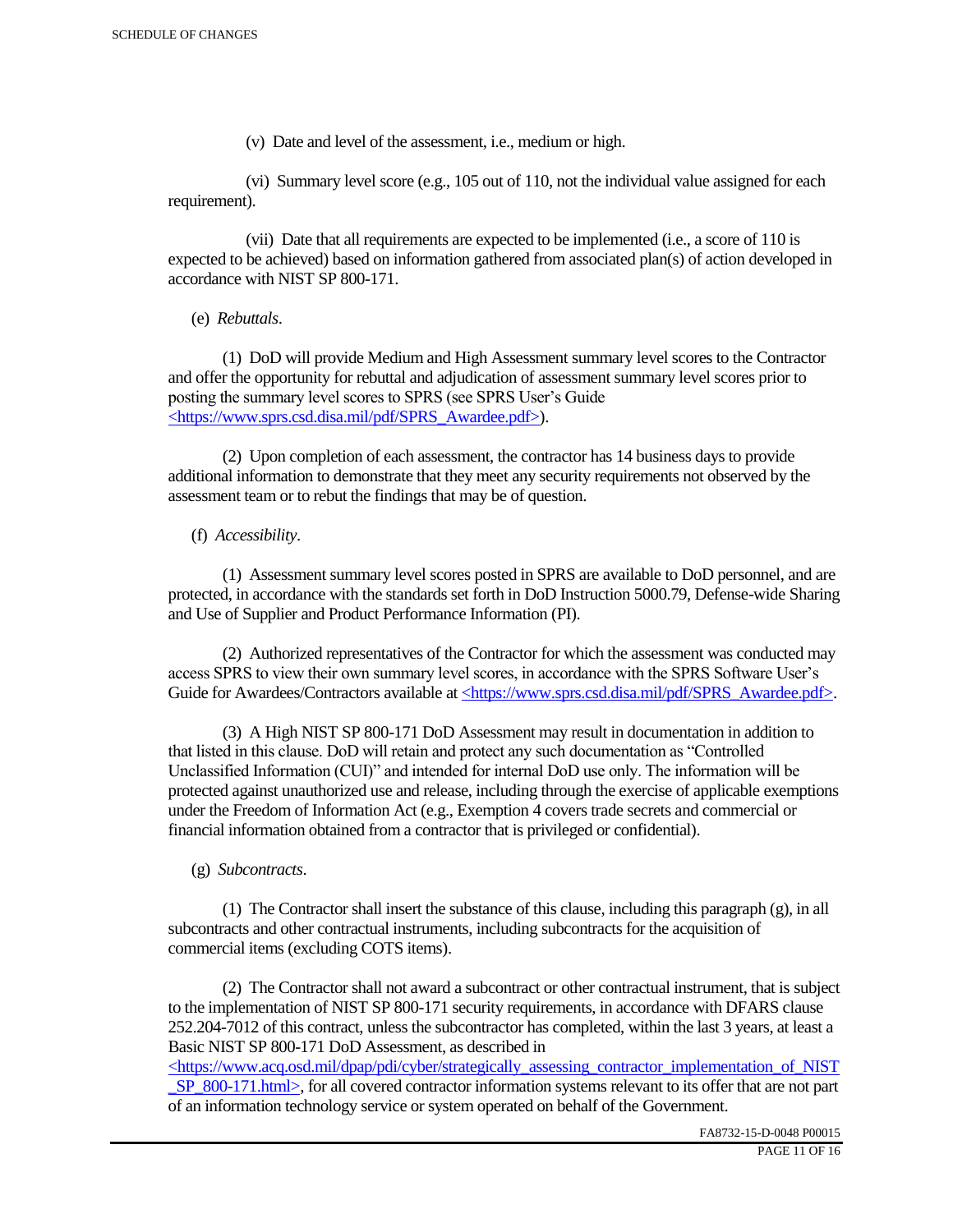(v) Date and level of the assessment, i.e., medium or high.

(vi) Summary level score (e.g., 105 out of 110, not the individual value assigned for each requirement).

(vii) Date that all requirements are expected to be implemented (i.e., a score of 110 is expected to be achieved) based on information gathered from associated plan(s) of action developed in accordance with NIST SP 800-171.

(e) *Rebuttals*.

(1) DoD will provide Medium and High Assessment summary level scores to the Contractor and offer the opportunity for rebuttal and adjudication of assessment summary level scores prior to posting the summary level scores to SPRS (see SPRS User's Guide <https://www.sprs.csd.disa.mil/pdf/SPRS_Awardee.pdf>).

(2) Upon completion of each assessment, the contractor has 14 business days to provide additional information to demonstrate that they meet any security requirements not observed by the assessment team or to rebut the findings that may be of question.

(f) *Accessibility*.

(1) Assessment summary level scores posted in SPRS are available to DoD personnel, and are protected, in accordance with the standards set forth in DoD Instruction 5000.79, Defense-wide Sharing and Use of Supplier and Product Performance Information (PI).

(2) Authorized representatives of the Contractor for which the assessment was conducted may access SPRS to view their own summary level scores, in accordance with the SPRS Software User's Guide for Awardees/Contractors available at <https://www.sprs.csd.disa.mil/pdf/SPRS_Awardee.pdf>.

(3) A High NIST SP 800-171 DoD Assessment may result in documentation in addition to that listed in this clause. DoD will retain and protect any such documentation as "Controlled Unclassified Information (CUI)" and intended for internal DoD use only. The information will be protected against unauthorized use and release, including through the exercise of applicable exemptions under the Freedom of Information Act (e.g., Exemption 4 covers trade secrets and commercial or financial information obtained from a contractor that is privileged or confidential).

(g) *Subcontracts*.

(1) The Contractor shall insert the substance of this clause, including this paragraph (g), in all subcontracts and other contractual instruments, including subcontracts for the acquisition of commercial items (excluding COTS items).

(2) The Contractor shall not award a subcontract or other contractual instrument, that is subject to the implementation of NIST SP 800-171 security requirements, in accordance with DFARS clause 252.204-7012 of this contract, unless the subcontractor has completed, within the last 3 years, at least a Basic NIST SP 800-171 DoD Assessment, as described in <https://www.acq.osd.mil/dpap/pdi/cyber/strategically_assessing_contractor_implementation_of_NIST_SP_800-171.html>, for all covered contractor information systems relevant to its offer that are not part of an information technology service or system operated on behalf of the Government.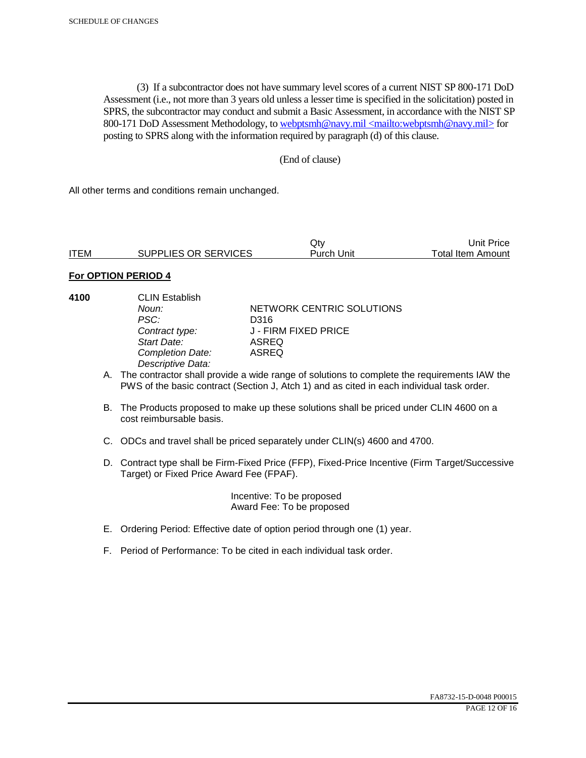(3) If a subcontractor does not have summary level scores of a current NIST SP 800-171 DoD Assessment (i.e., not more than 3 years old unless a lesser time is specified in the solicitation) posted in SPRS, the subcontractor may conduct and submit a Basic Assessment, in accordance with the NIST SP 800-171 DoD Assessment Methodology, to webptsmh@navy.mil <mailto:webptsmh@navy.mil> for posting to SPRS along with the information required by paragraph (d) of this clause.

(End of clause)

All other terms and conditions remain unchanged.

| ITEM | SUPPLIES OR SERVICES | Qty<br>Purch Unit | Unit Price<br>Total Item Amount |
|---|---|---|---|

**For OPTION PERIOD 4**

**4100** CLIN Establish

*Noun:* NETWORK CENTRIC SOLUTIONS
*PSC:* D316
*Contract type:* J - FIRM FIXED PRICE
*Start Date:* ASREQ
*Completion Date:* ASREQ
*Descriptive Data:*

A. The contractor shall provide a wide range of solutions to complete the requirements IAW the PWS of the basic contract (Section J, Atch 1) and as cited in each individual task order.

B. The Products proposed to make up these solutions shall be priced under CLIN 4600 on a cost reimbursable basis.

C. ODCs and travel shall be priced separately under CLIN(s) 4600 and 4700.

D. Contract type shall be Firm-Fixed Price (FFP), Fixed-Price Incentive (Firm Target/Successive Target) or Fixed Price Award Fee (FPAF).

Incentive: To be proposed
Award Fee: To be proposed

E. Ordering Period: Effective date of option period through one (1) year.

F. Period of Performance: To be cited in each individual task order.

FA8732-15-D-0048 P00015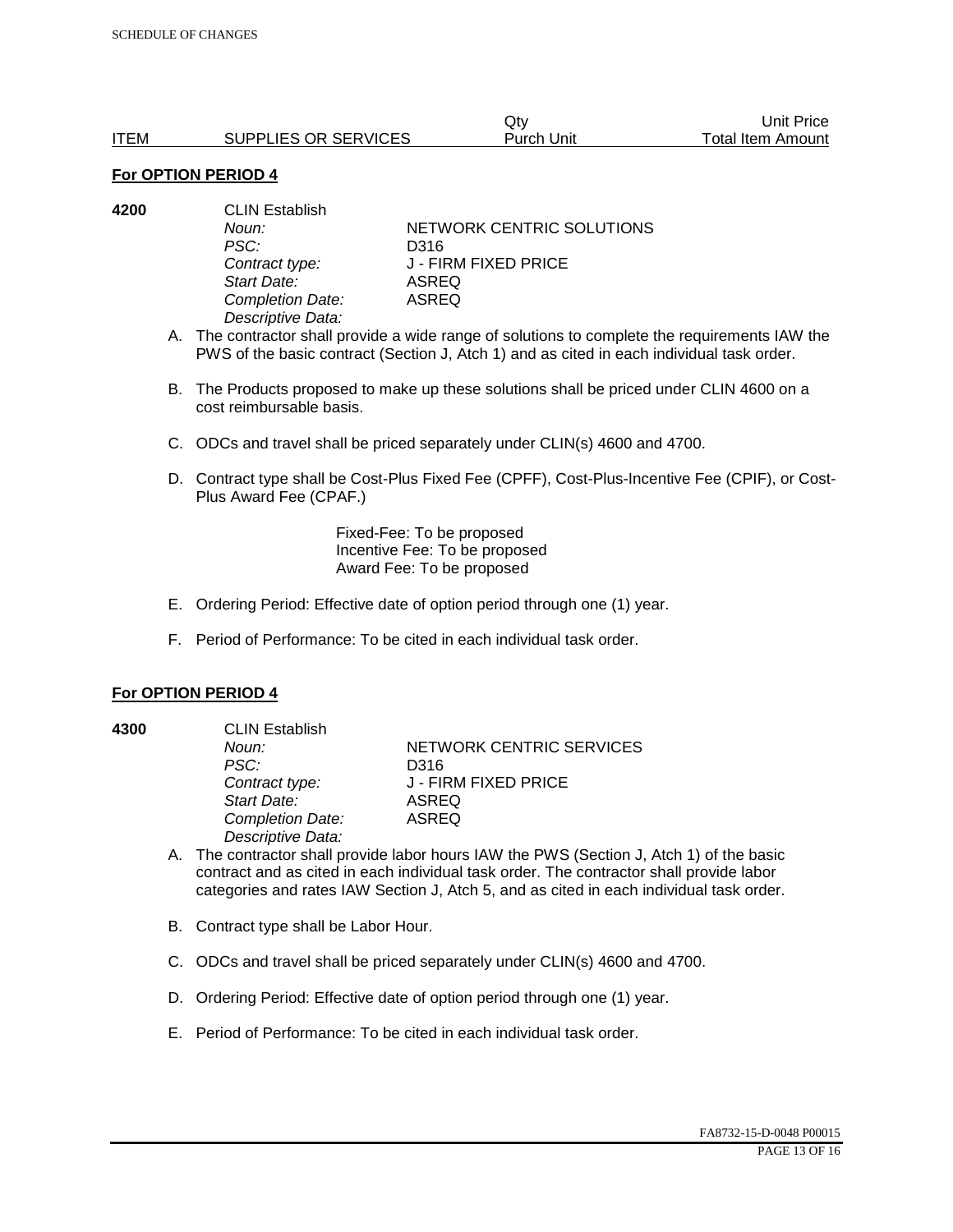| ITEM | SUPPLIES OR SERVICES | Qty Purch Unit | Unit Price Total Item Amount |
|---|---|---|---|

**For OPTION PERIOD 4**

**4200** CLIN Establish

*Noun:* NETWORK CENTRIC SOLUTIONS
*PSC:* D316
*Contract type:* J - FIRM FIXED PRICE
*Start Date:* ASREQ
*Completion Date:* ASREQ
*Descriptive Data:*

A. The contractor shall provide a wide range of solutions to complete the requirements IAW the PWS of the basic contract (Section J, Atch 1) and as cited in each individual task order.

B. The Products proposed to make up these solutions shall be priced under CLIN 4600 on a cost reimbursable basis.

C. ODCs and travel shall be priced separately under CLIN(s) 4600 and 4700.

D. Contract type shall be Cost-Plus Fixed Fee (CPFF), Cost-Plus-Incentive Fee (CPIF), or Cost-Plus Award Fee (CPAF.)

Fixed-Fee: To be proposed
Incentive Fee: To be proposed
Award Fee: To be proposed

E. Ordering Period: Effective date of option period through one (1) year.

F. Period of Performance: To be cited in each individual task order.

**For OPTION PERIOD 4**

**4300** CLIN Establish

*Noun:* NETWORK CENTRIC SERVICES
*PSC:* D316
*Contract type:* J - FIRM FIXED PRICE
*Start Date:* ASREQ
*Completion Date:* ASREQ
*Descriptive Data:*

A. The contractor shall provide labor hours IAW the PWS (Section J, Atch 1) of the basic contract and as cited in each individual task order. The contractor shall provide labor categories and rates IAW Section J, Atch 5, and as cited in each individual task order.

B. Contract type shall be Labor Hour.

C. ODCs and travel shall be priced separately under CLIN(s) 4600 and 4700.

D. Ordering Period: Effective date of option period through one (1) year.

E. Period of Performance: To be cited in each individual task order.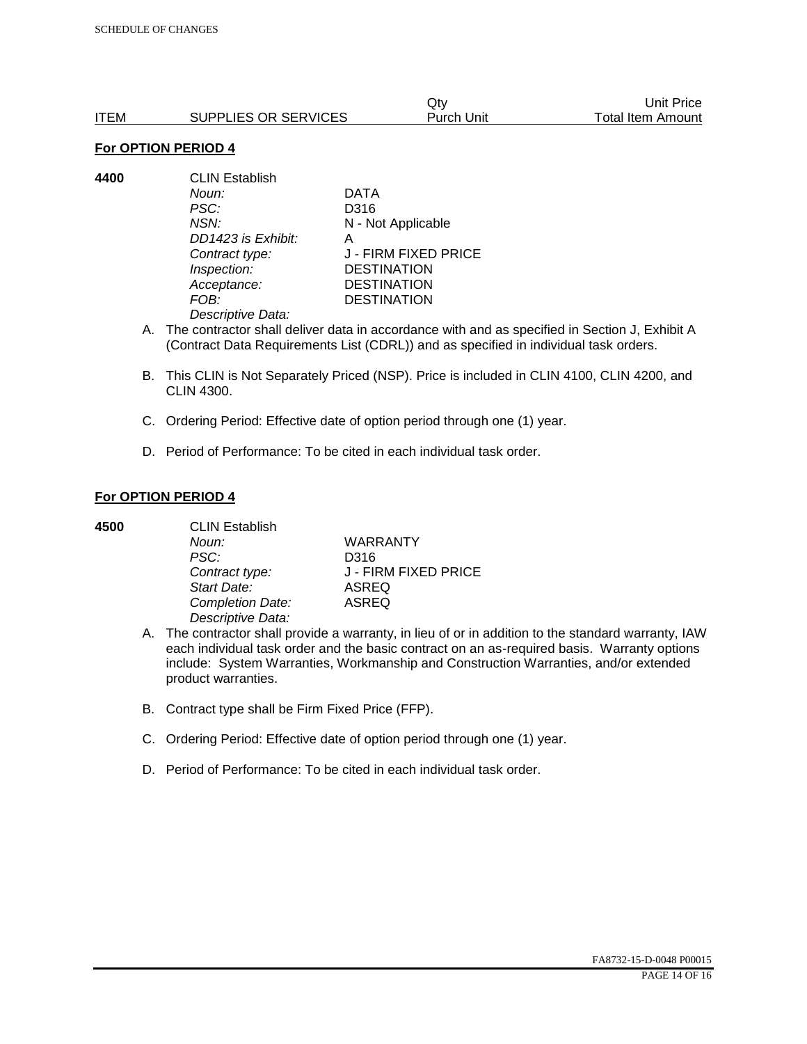| ITEM | SUPPLIES OR SERVICES | Qty Purch Unit | Unit Price Total Item Amount |
|---|---|---|---|

**For OPTION PERIOD 4**

**4400** CLIN Establish

| | |
|---|---|
| *Noun:* | DATA |
| *PSC:* | D316 |
| *NSN:* | N - Not Applicable |
| *DD1423 is Exhibit:* | A |
| *Contract type:* | J - FIRM FIXED PRICE |
| *Inspection:* | DESTINATION |
| *Acceptance:* | DESTINATION |
| *FOB:* | DESTINATION |

*Descriptive Data:*

A. The contractor shall deliver data in accordance with and as specified in Section J, Exhibit A (Contract Data Requirements List (CDRL)) and as specified in individual task orders.

B. This CLIN is Not Separately Priced (NSP). Price is included in CLIN 4100, CLIN 4200, and CLIN 4300.

C. Ordering Period: Effective date of option period through one (1) year.

D. Period of Performance: To be cited in each individual task order.

**For OPTION PERIOD 4**

**4500** CLIN Establish

| | |
|---|---|
| *Noun:* | WARRANTY |
| *PSC:* | D316 |
| *Contract type:* | J - FIRM FIXED PRICE |
| *Start Date:* | ASREQ |
| *Completion Date:* | ASREQ |

*Descriptive Data:*

A. The contractor shall provide a warranty, in lieu of or in addition to the standard warranty, IAW each individual task order and the basic contract on an as-required basis. Warranty options include: System Warranties, Workmanship and Construction Warranties, and/or extended product warranties.

B. Contract type shall be Firm Fixed Price (FFP).

C. Ordering Period: Effective date of option period through one (1) year.

D. Period of Performance: To be cited in each individual task order.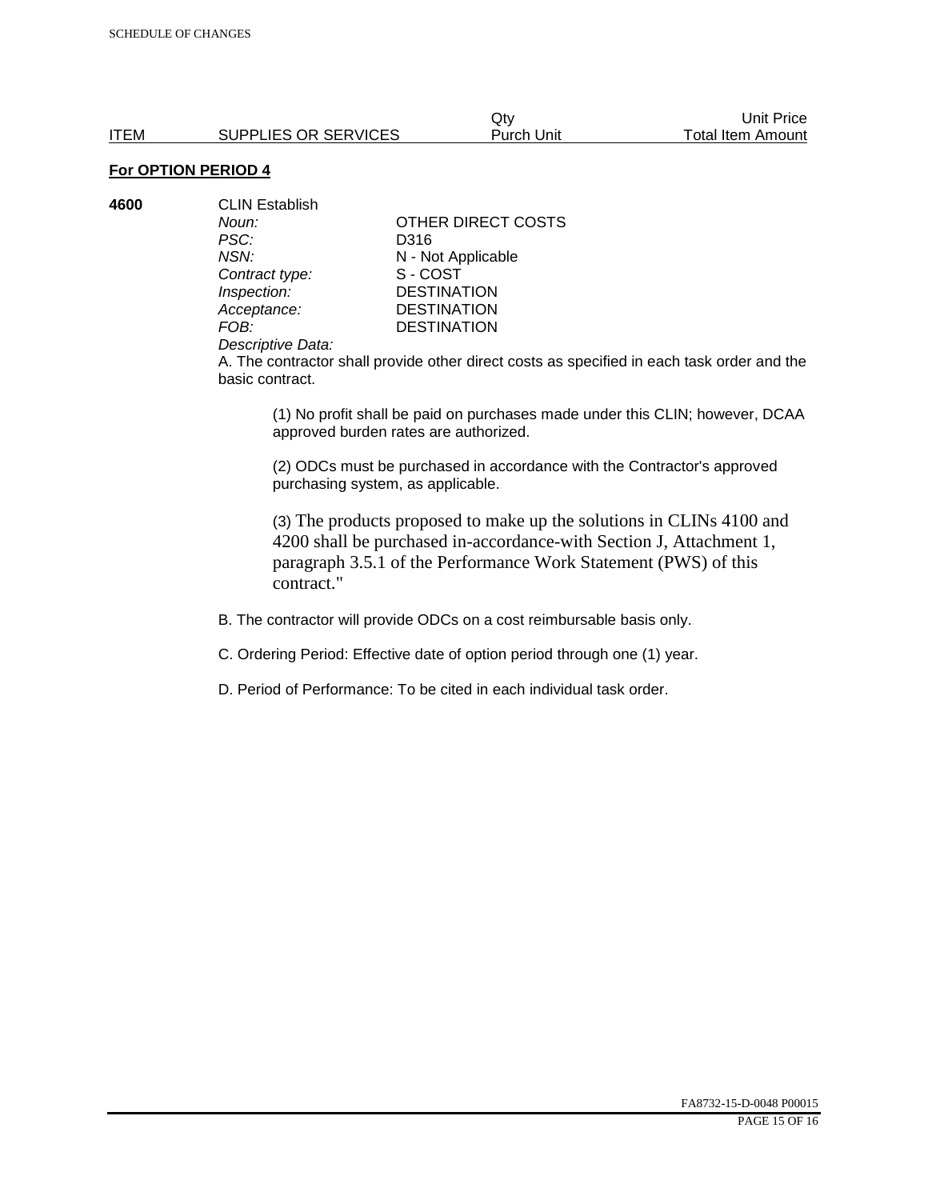| ITEM | SUPPLIES OR SERVICES | Qty Purch Unit | Unit Price Total Item Amount |
|---|---|---|---|

**For OPTION PERIOD 4**

**4600** CLIN Establish

*Noun:* OTHER DIRECT COSTS
*PSC:* D316
*NSN:* N - Not Applicable
*Contract type:* S - COST
*Inspection:* DESTINATION
*Acceptance:* DESTINATION
*FOB:* DESTINATION
*Descriptive Data:*

A. The contractor shall provide other direct costs as specified in each task order and the basic contract.

(1) No profit shall be paid on purchases made under this CLIN; however, DCAA approved burden rates are authorized.

(2) ODCs must be purchased in accordance with the Contractor's approved purchasing system, as applicable.

(3) The products proposed to make up the solutions in CLINs 4100 and 4200 shall be purchased in-accordance-with Section J, Attachment 1, paragraph 3.5.1 of the Performance Work Statement (PWS) of this contract."

B. The contractor will provide ODCs on a cost reimbursable basis only.

C. Ordering Period: Effective date of option period through one (1) year.

D. Period of Performance: To be cited in each individual task order.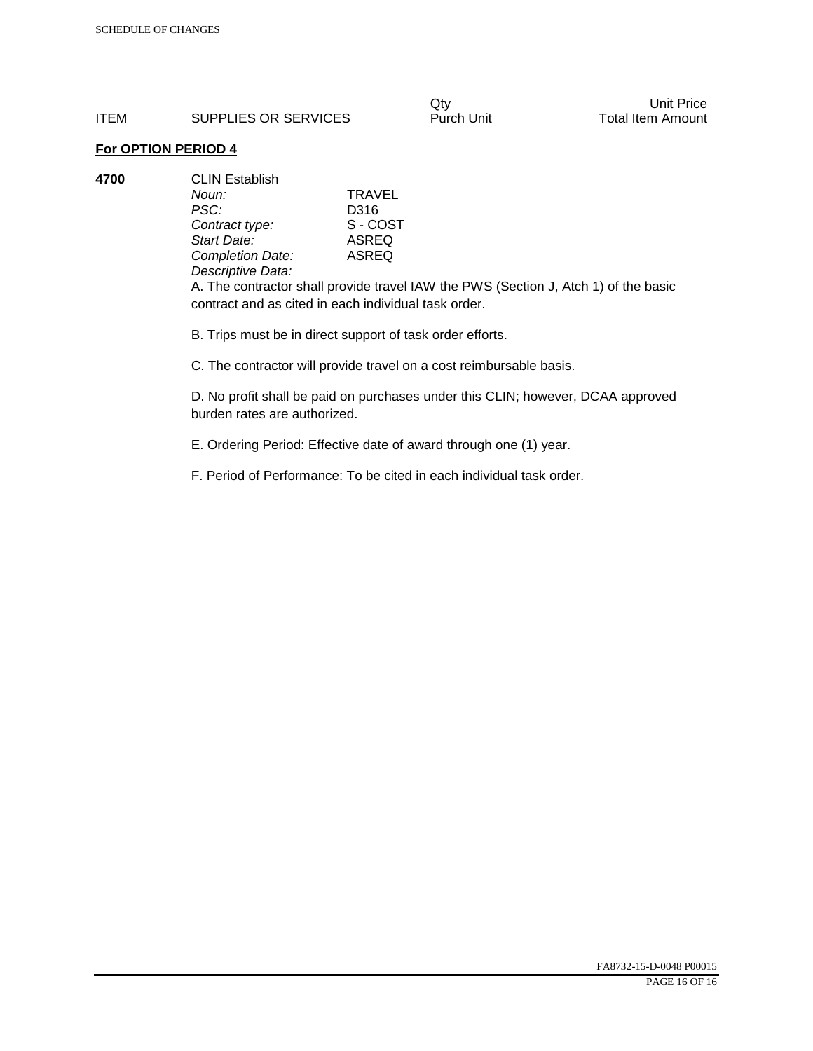| ITEM | SUPPLIES OR SERVICES | Qty Purch Unit | Unit Price Total Item Amount |
| --- | --- | --- | --- |

**For OPTION PERIOD 4**

**4700** CLIN Establish

*Noun:* TRAVEL
*PSC:* D316
*Contract type:* S - COST
*Start Date:* ASREQ
*Completion Date:* ASREQ
*Descriptive Data:*

A. The contractor shall provide travel IAW the PWS (Section J, Atch 1) of the basic contract and as cited in each individual task order.

B. Trips must be in direct support of task order efforts.

C. The contractor will provide travel on a cost reimbursable basis.

D. No profit shall be paid on purchases under this CLIN; however, DCAA approved burden rates are authorized.

E. Ordering Period: Effective date of award through one (1) year.

F. Period of Performance: To be cited in each individual task order.